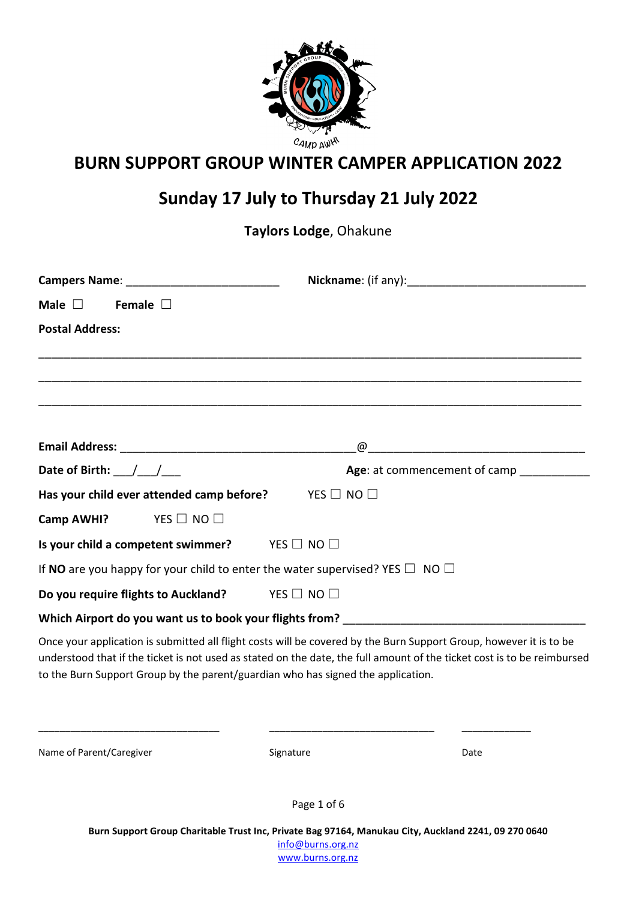CAMP AWHI

# BURN SUPPORT GROUP WINTER CAMPER APPLICATION 2022

## Sunday 17 July to Thursday 21 July 2022

**Taylors Lodge**, Ohakune

**Campers Name**: ________________________ **Nickname**: (if any):____________________________

**Male** ☐ **Female** ☐

**Postal Address:**

_____________________________________________________________________________________

_____________________________________________________________________________________

_____________________________________________________________________________________

**Email Address:** ____________________________________@__________________________________

**Date of Birth:** ___/___/___ **Age**: at commencement of camp ___________

**Has your child ever attended camp before?** YES ☐ NO ☐

**Camp AWHI?** YES ☐ NO ☐

**Is your child a competent swimmer?** YES ☐ NO ☐

If **NO** are you happy for your child to enter the water supervised? YES ☐ NO ☐

**Do you require flights to Auckland?** YES ☐ NO ☐

**Which Airport do you want us to book your flights from?** ______________________________________

Once your application is submitted all flight costs will be covered by the Burn Support Group, however it is to be understood that if the ticket is not used as stated on the date, the full amount of the ticket cost is to be reimbursed to the Burn Support Group by the parent/guardian who has signed the application.

_____________________________ _____________________________ ____________

Name of Parent/Caregiver Signature Date

**Burn Support Group Charitable Trust Inc, Private Bag 97164, Manukau City, Auckland 2241, 09 270 0640**

info@burns.org.nz

www.burns.org.nz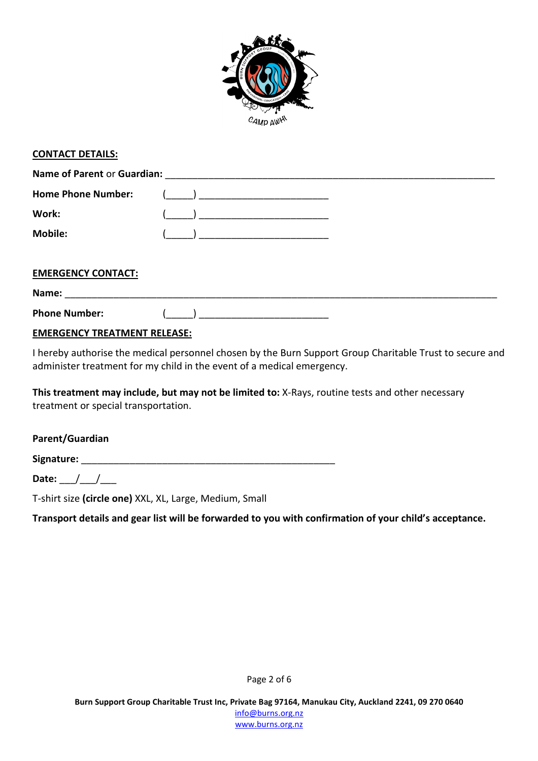**CONTACT DETAILS:**

**Name of Parent** or **Guardian:** ______________________________________________________________

**Home Phone Number:** (_____) _________________________

**Work:** (_____) _________________________

**Mobile:** (_____) _________________________

**EMERGENCY CONTACT:**

**Name:** ___________________________________________________________________________________

**Phone Number:** (_____) _________________________

**EMERGENCY TREATMENT RELEASE:**

I hereby authorise the medical personnel chosen by the Burn Support Group Charitable Trust to secure and administer treatment for my child in the event of a medical emergency.

**This treatment may include, but may not be limited to:** X-Rays, routine tests and other necessary treatment or special transportation.

**Parent/Guardian**

**Signature:** _________________________________________________

**Date:** ___/___/___

T-shirt size **(circle one)** XXL, XL, Large, Medium, Small

**Transport details and gear list will be forwarded to you with confirmation of your child's acceptance.**

**Burn Support Group Charitable Trust Inc, Private Bag 97164, Manukau City, Auckland 2241, 09 270 0640**
info@burns.org.nz
www.burns.org.nz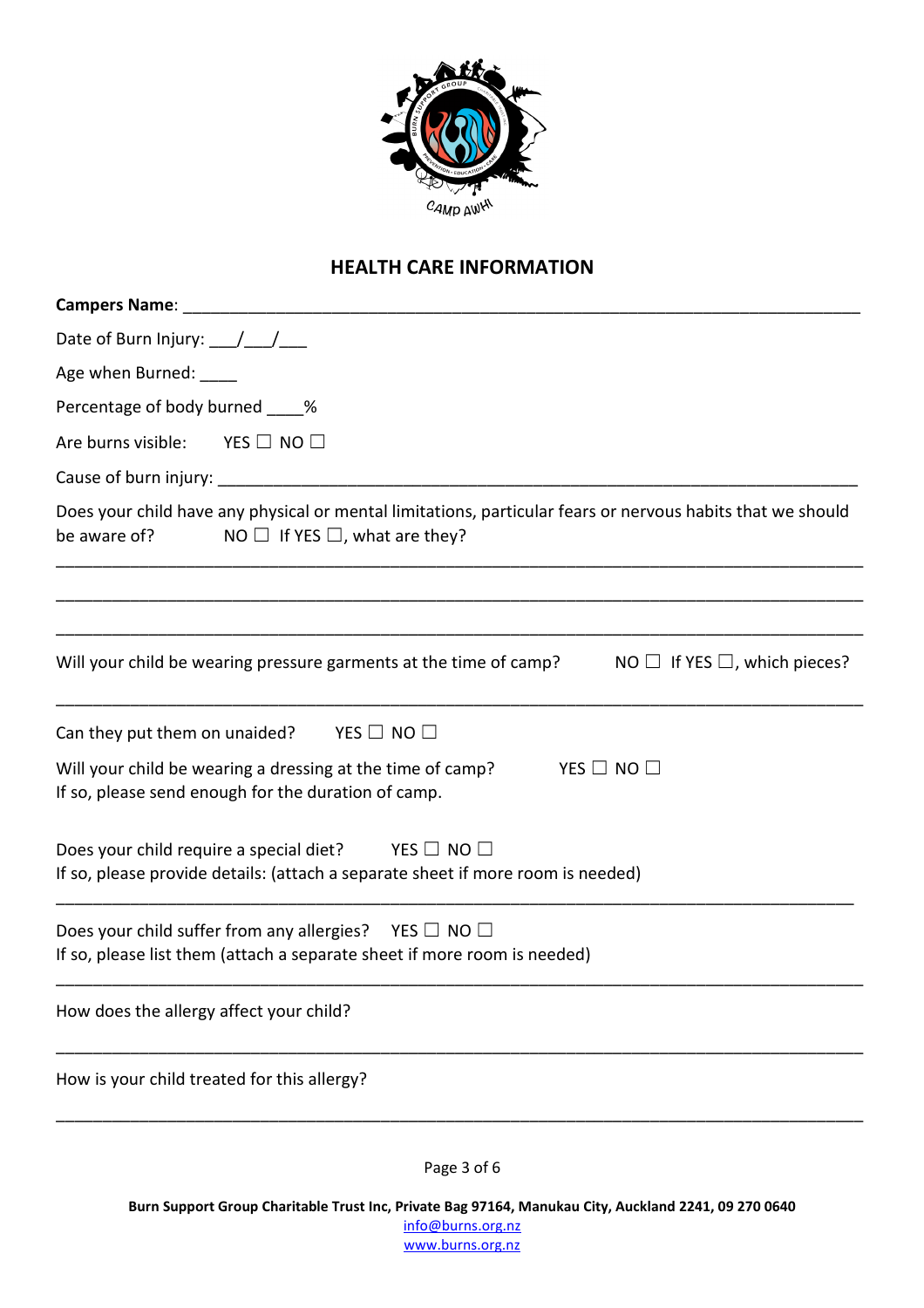## HEALTH CARE INFORMATION

**Campers Name**: ___________________________________________________________________________

Date of Burn Injury: ___/___/___

Age when Burned: ____

Percentage of body burned ____%

Are burns visible: YES ☐ NO ☐

Cause of burn injury: ______________________________________________________________________

Does your child have any physical or mental limitations, particular fears or nervous habits that we should be aware of? NO ☐ If YES ☐, what are they?

_____________________________________________________________________________________

_____________________________________________________________________________________

_____________________________________________________________________________________

Will your child be wearing pressure garments at the time of camp? NO ☐ If YES ☐, which pieces?

_____________________________________________________________________________________

Can they put them on unaided? YES ☐ NO ☐

Will your child be wearing a dressing at the time of camp? YES ☐ NO ☐
If so, please send enough for the duration of camp.

Does your child require a special diet? YES ☐ NO ☐
If so, please provide details: (attach a separate sheet if more room is needed)

_____________________________________________________________________________________

Does your child suffer from any allergies? YES ☐ NO ☐
If so, please list them (attach a separate sheet if more room is needed)

_____________________________________________________________________________________

How does the allergy affect your child?

_____________________________________________________________________________________

How is your child treated for this allergy?

_____________________________________________________________________________________

**Burn Support Group Charitable Trust Inc, Private Bag 97164, Manukau City, Auckland 2241, 09 270 0640**
info@burns.org.nz
www.burns.org.nz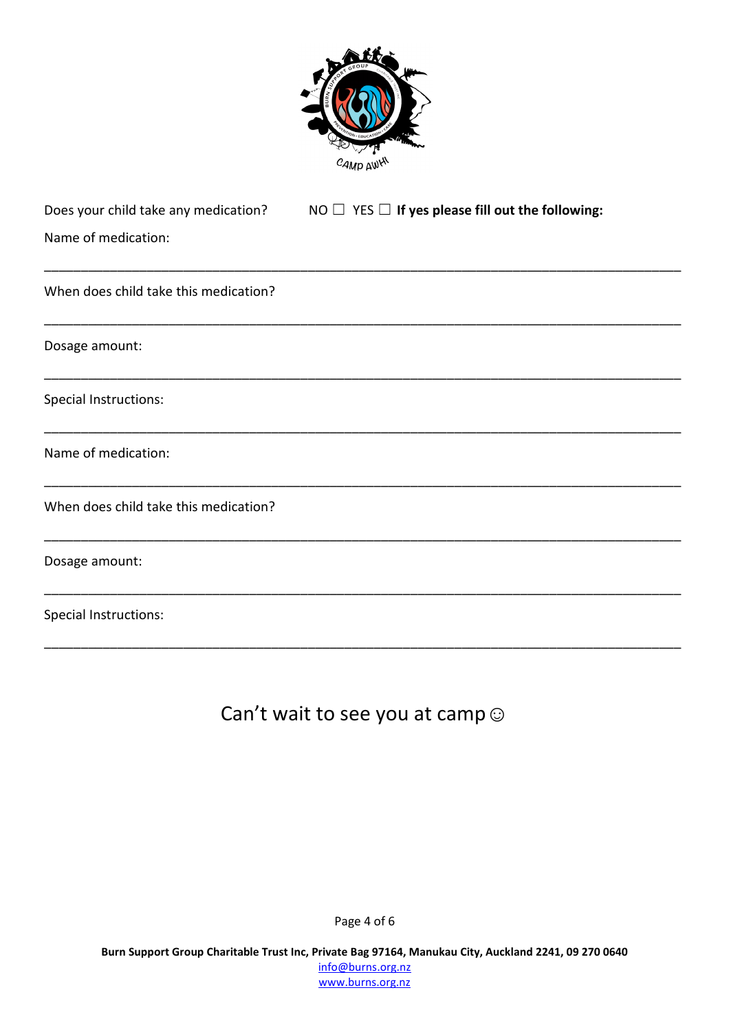Does your child take any medication? NO ☐ YES ☐ **If yes please fill out the following:**

Name of medication:

\_\_\_\_\_\_\_\_\_\_\_\_\_\_\_\_\_\_\_\_\_\_\_\_\_\_\_\_\_\_\_\_\_\_\_\_\_\_\_\_\_\_\_\_\_\_\_\_\_\_\_\_\_\_\_\_\_\_\_\_\_\_\_\_\_\_\_\_\_\_\_\_\_\_\_\_\_\_

When does child take this medication?

\_\_\_\_\_\_\_\_\_\_\_\_\_\_\_\_\_\_\_\_\_\_\_\_\_\_\_\_\_\_\_\_\_\_\_\_\_\_\_\_\_\_\_\_\_\_\_\_\_\_\_\_\_\_\_\_\_\_\_\_\_\_\_\_\_\_\_\_\_\_\_\_\_\_\_\_\_\_

Dosage amount:

\_\_\_\_\_\_\_\_\_\_\_\_\_\_\_\_\_\_\_\_\_\_\_\_\_\_\_\_\_\_\_\_\_\_\_\_\_\_\_\_\_\_\_\_\_\_\_\_\_\_\_\_\_\_\_\_\_\_\_\_\_\_\_\_\_\_\_\_\_\_\_\_\_\_\_\_\_\_

Special Instructions:

\_\_\_\_\_\_\_\_\_\_\_\_\_\_\_\_\_\_\_\_\_\_\_\_\_\_\_\_\_\_\_\_\_\_\_\_\_\_\_\_\_\_\_\_\_\_\_\_\_\_\_\_\_\_\_\_\_\_\_\_\_\_\_\_\_\_\_\_\_\_\_\_\_\_\_\_\_\_

Name of medication:

\_\_\_\_\_\_\_\_\_\_\_\_\_\_\_\_\_\_\_\_\_\_\_\_\_\_\_\_\_\_\_\_\_\_\_\_\_\_\_\_\_\_\_\_\_\_\_\_\_\_\_\_\_\_\_\_\_\_\_\_\_\_\_\_\_\_\_\_\_\_\_\_\_\_\_\_\_\_

When does child take this medication?

\_\_\_\_\_\_\_\_\_\_\_\_\_\_\_\_\_\_\_\_\_\_\_\_\_\_\_\_\_\_\_\_\_\_\_\_\_\_\_\_\_\_\_\_\_\_\_\_\_\_\_\_\_\_\_\_\_\_\_\_\_\_\_\_\_\_\_\_\_\_\_\_\_\_\_\_\_\_

Dosage amount:

\_\_\_\_\_\_\_\_\_\_\_\_\_\_\_\_\_\_\_\_\_\_\_\_\_\_\_\_\_\_\_\_\_\_\_\_\_\_\_\_\_\_\_\_\_\_\_\_\_\_\_\_\_\_\_\_\_\_\_\_\_\_\_\_\_\_\_\_\_\_\_\_\_\_\_\_\_\_

Special Instructions:

\_\_\_\_\_\_\_\_\_\_\_\_\_\_\_\_\_\_\_\_\_\_\_\_\_\_\_\_\_\_\_\_\_\_\_\_\_\_\_\_\_\_\_\_\_\_\_\_\_\_\_\_\_\_\_\_\_\_\_\_\_\_\_\_\_\_\_\_\_\_\_\_\_\_\_\_\_\_

Can't wait to see you at camp ☺

**Burn Support Group Charitable Trust Inc, Private Bag 97164, Manukau City, Auckland 2241, 09 270 0640**
info@burns.org.nz
www.burns.org.nz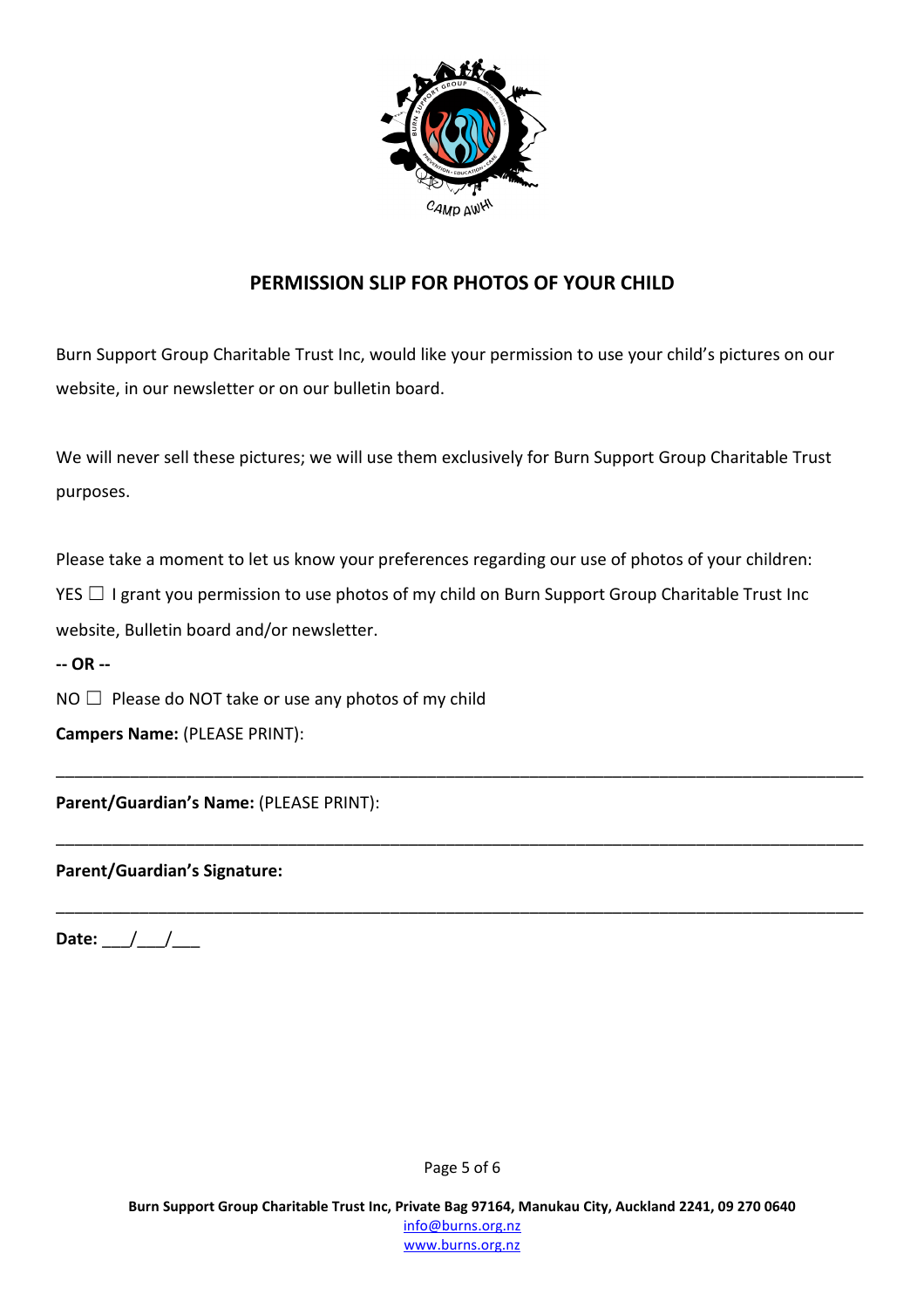## PERMISSION SLIP FOR PHOTOS OF YOUR CHILD

Burn Support Group Charitable Trust Inc, would like your permission to use your child's pictures on our website, in our newsletter or on our bulletin board.

We will never sell these pictures; we will use them exclusively for Burn Support Group Charitable Trust purposes.

Please take a moment to let us know your preferences regarding our use of photos of your children:

YES ☐ I grant you permission to use photos of my child on Burn Support Group Charitable Trust Inc website, Bulletin board and/or newsletter.

**-- OR --**

NO ☐ Please do NOT take or use any photos of my child

**Campers Name:** (PLEASE PRINT):

_______________________________________________________________________________

**Parent/Guardian's Name:** (PLEASE PRINT):

_______________________________________________________________________________

**Parent/Guardian's Signature:**

_______________________________________________________________________________

**Date:** ___/___/___

**Burn Support Group Charitable Trust Inc, Private Bag 97164, Manukau City, Auckland 2241, 09 270 0640**

info@burns.org.nz

www.burns.org.nz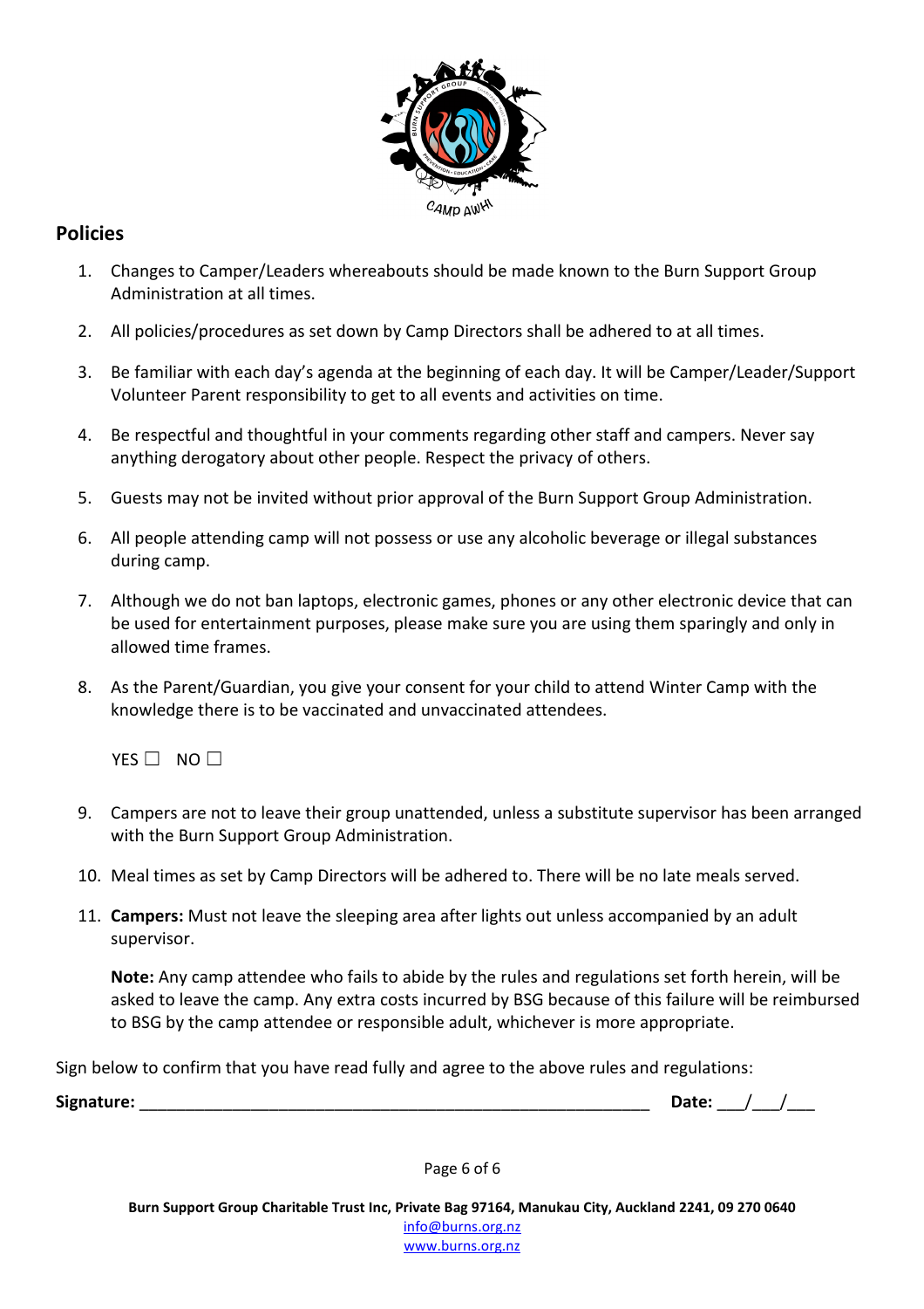## Policies

1. Changes to Camper/Leaders whereabouts should be made known to the Burn Support Group Administration at all times.

2. All policies/procedures as set down by Camp Directors shall be adhered to at all times.

3. Be familiar with each day's agenda at the beginning of each day. It will be Camper/Leader/Support Volunteer Parent responsibility to get to all events and activities on time.

4. Be respectful and thoughtful in your comments regarding other staff and campers. Never say anything derogatory about other people. Respect the privacy of others.

5. Guests may not be invited without prior approval of the Burn Support Group Administration.

6. All people attending camp will not possess or use any alcoholic beverage or illegal substances during camp.

7. Although we do not ban laptops, electronic games, phones or any other electronic device that can be used for entertainment purposes, please make sure you are using them sparingly and only in allowed time frames.

8. As the Parent/Guardian, you give your consent for your child to attend Winter Camp with the knowledge there is to be vaccinated and unvaccinated attendees.

   YES ☐   NO ☐

9. Campers are not to leave their group unattended, unless a substitute supervisor has been arranged with the Burn Support Group Administration.

10. Meal times as set by Camp Directors will be adhered to. There will be no late meals served.

11. **Campers:** Must not leave the sleeping area after lights out unless accompanied by an adult supervisor.

    **Note:** Any camp attendee who fails to abide by the rules and regulations set forth herein, will be asked to leave the camp. Any extra costs incurred by BSG because of this failure will be reimbursed to BSG by the camp attendee or responsible adult, whichever is more appropriate.

Sign below to confirm that you have read fully and agree to the above rules and regulations:

**Signature:** ________________________________________________________ **Date:** ___/___/___

**Burn Support Group Charitable Trust Inc, Private Bag 97164, Manukau City, Auckland 2241, 09 270 0640**
info@burns.org.nz
www.burns.org.nz